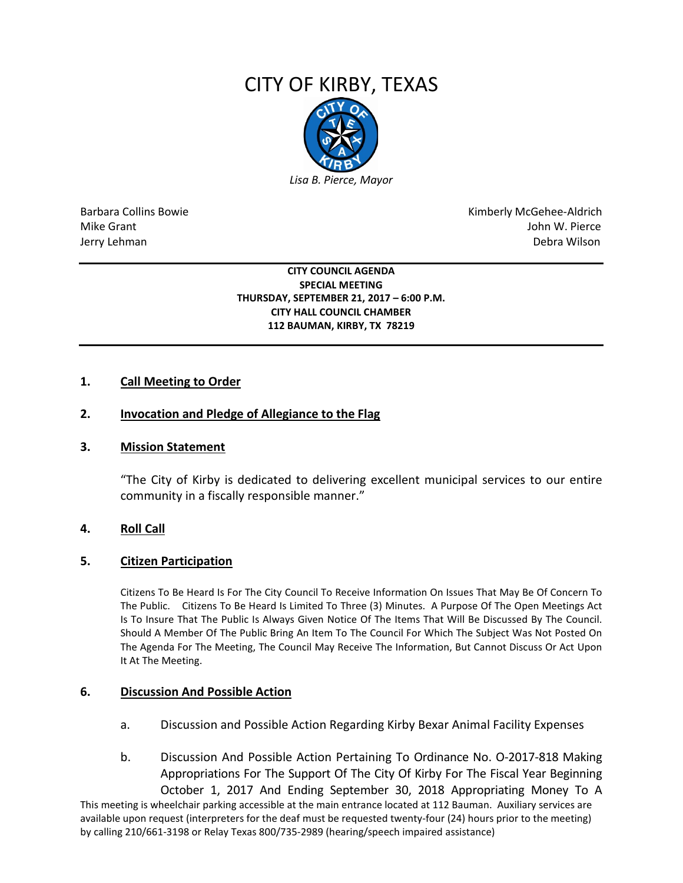# CITY OF KIRBY, TEXAS

*Lisa B. Pierce, Mayor*

Barbara Collins Bowie
Mike Grant
Jerry Lehman

Kimberly McGehee-Aldrich
John W. Pierce
Debra Wilson

**CITY COUNCIL AGENDA**
**SPECIAL MEETING**
**THURSDAY, SEPTEMBER 21, 2017 – 6:00 P.M.**
**CITY HALL COUNCIL CHAMBER**
**112 BAUMAN, KIRBY, TX 78219**

## 1. Call Meeting to Order

## 2. Invocation and Pledge of Allegiance to the Flag

## 3. Mission Statement

"The City of Kirby is dedicated to delivering excellent municipal services to our entire community in a fiscally responsible manner."

## 4. Roll Call

## 5. Citizen Participation

Citizens To Be Heard Is For The City Council To Receive Information On Issues That May Be Of Concern To The Public. Citizens To Be Heard Is Limited To Three (3) Minutes. A Purpose Of The Open Meetings Act Is To Insure That The Public Is Always Given Notice Of The Items That Will Be Discussed By The Council. Should A Member Of The Public Bring An Item To The Council For Which The Subject Was Not Posted On The Agenda For The Meeting, The Council May Receive The Information, But Cannot Discuss Or Act Upon It At The Meeting.

## 6. Discussion And Possible Action

a. Discussion and Possible Action Regarding Kirby Bexar Animal Facility Expenses

b. Discussion And Possible Action Pertaining To Ordinance No. O-2017-818 Making Appropriations For The Support Of The City Of Kirby For The Fiscal Year Beginning October 1, 2017 And Ending September 30, 2018 Appropriating Money To A

This meeting is wheelchair parking accessible at the main entrance located at 112 Bauman. Auxiliary services are available upon request (interpreters for the deaf must be requested twenty-four (24) hours prior to the meeting) by calling 210/661-3198 or Relay Texas 800/735-2989 (hearing/speech impaired assistance)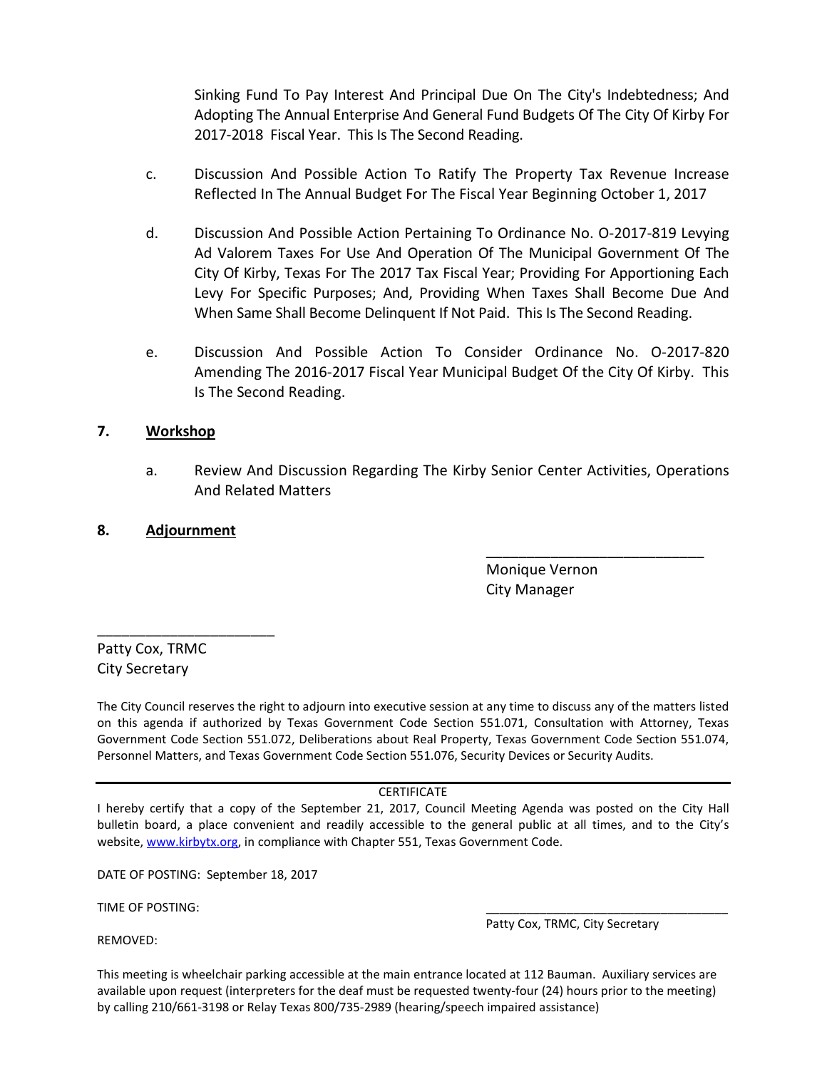Sinking Fund To Pay Interest And Principal Due On The City's Indebtedness; And Adopting The Annual Enterprise And General Fund Budgets Of The City Of Kirby For 2017-2018 Fiscal Year. This Is The Second Reading.

c. Discussion And Possible Action To Ratify The Property Tax Revenue Increase Reflected In The Annual Budget For The Fiscal Year Beginning October 1, 2017

d. Discussion And Possible Action Pertaining To Ordinance No. O-2017-819 Levying Ad Valorem Taxes For Use And Operation Of The Municipal Government Of The City Of Kirby, Texas For The 2017 Tax Fiscal Year; Providing For Apportioning Each Levy For Specific Purposes; And, Providing When Taxes Shall Become Due And When Same Shall Become Delinquent If Not Paid. This Is The Second Reading.

e. Discussion And Possible Action To Consider Ordinance No. O-2017-820 Amending The 2016-2017 Fiscal Year Municipal Budget Of the City Of Kirby. This Is The Second Reading.

**7. Workshop**

a. Review And Discussion Regarding The Kirby Senior Center Activities, Operations And Related Matters

**8. Adjournment**

____________________________
Monique Vernon
City Manager

_______________________
Patty Cox, TRMC
City Secretary

The City Council reserves the right to adjourn into executive session at any time to discuss any of the matters listed on this agenda if authorized by Texas Government Code Section 551.071, Consultation with Attorney, Texas Government Code Section 551.072, Deliberations about Real Property, Texas Government Code Section 551.074, Personnel Matters, and Texas Government Code Section 551.076, Security Devices or Security Audits.

---

CERTIFICATE

I hereby certify that a copy of the September 21, 2017, Council Meeting Agenda was posted on the City Hall bulletin board, a place convenient and readily accessible to the general public at all times, and to the City's website, [www.kirbytx.org](http://www.kirbytx.org), in compliance with Chapter 551, Texas Government Code.

DATE OF POSTING: September 18, 2017

TIME OF POSTING:

___________________________________
Patty Cox, TRMC, City Secretary

REMOVED:

This meeting is wheelchair parking accessible at the main entrance located at 112 Bauman. Auxiliary services are available upon request (interpreters for the deaf must be requested twenty-four (24) hours prior to the meeting) by calling 210/661-3198 or Relay Texas 800/735-2989 (hearing/speech impaired assistance)